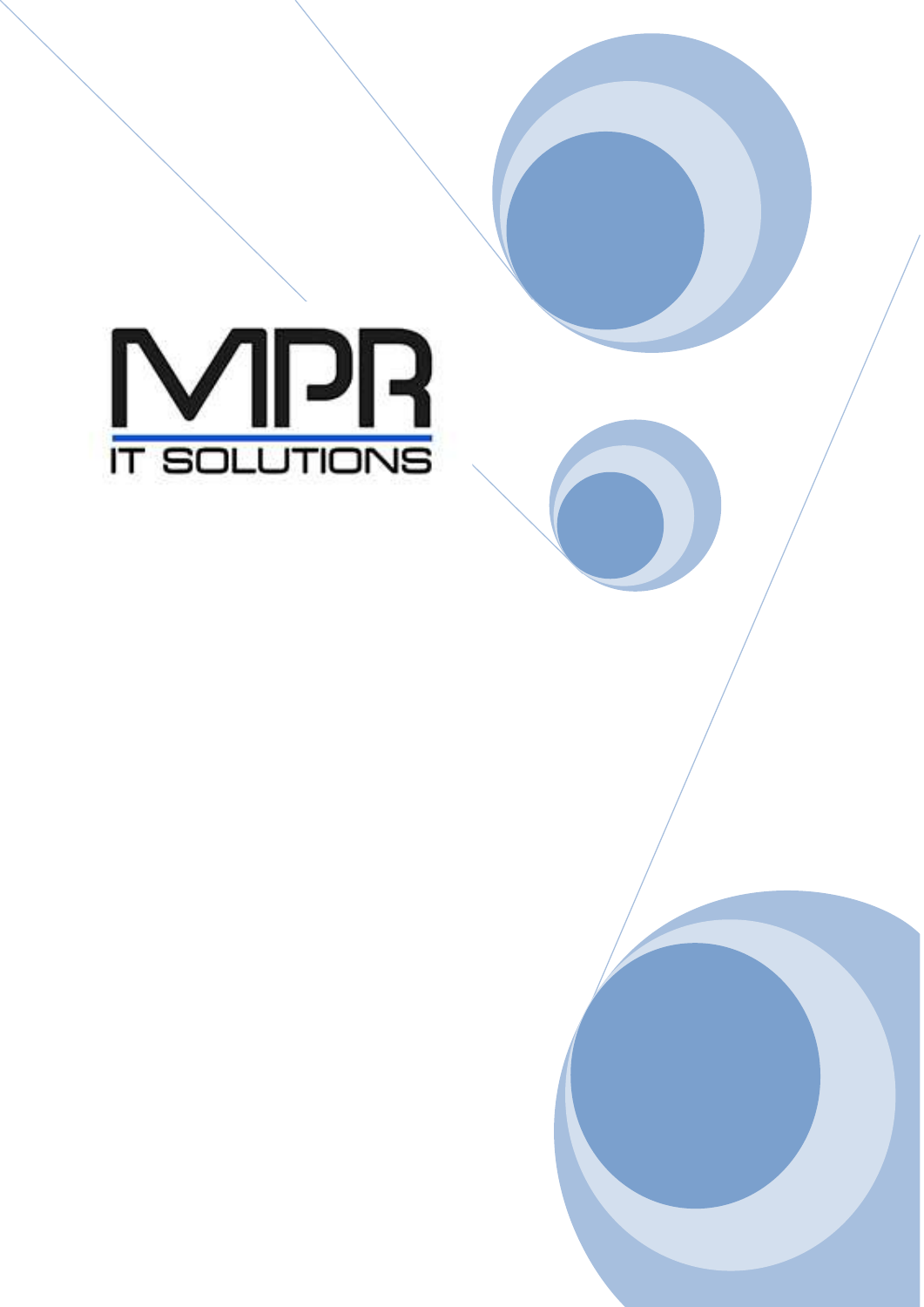MPR

IT SOLUTIONS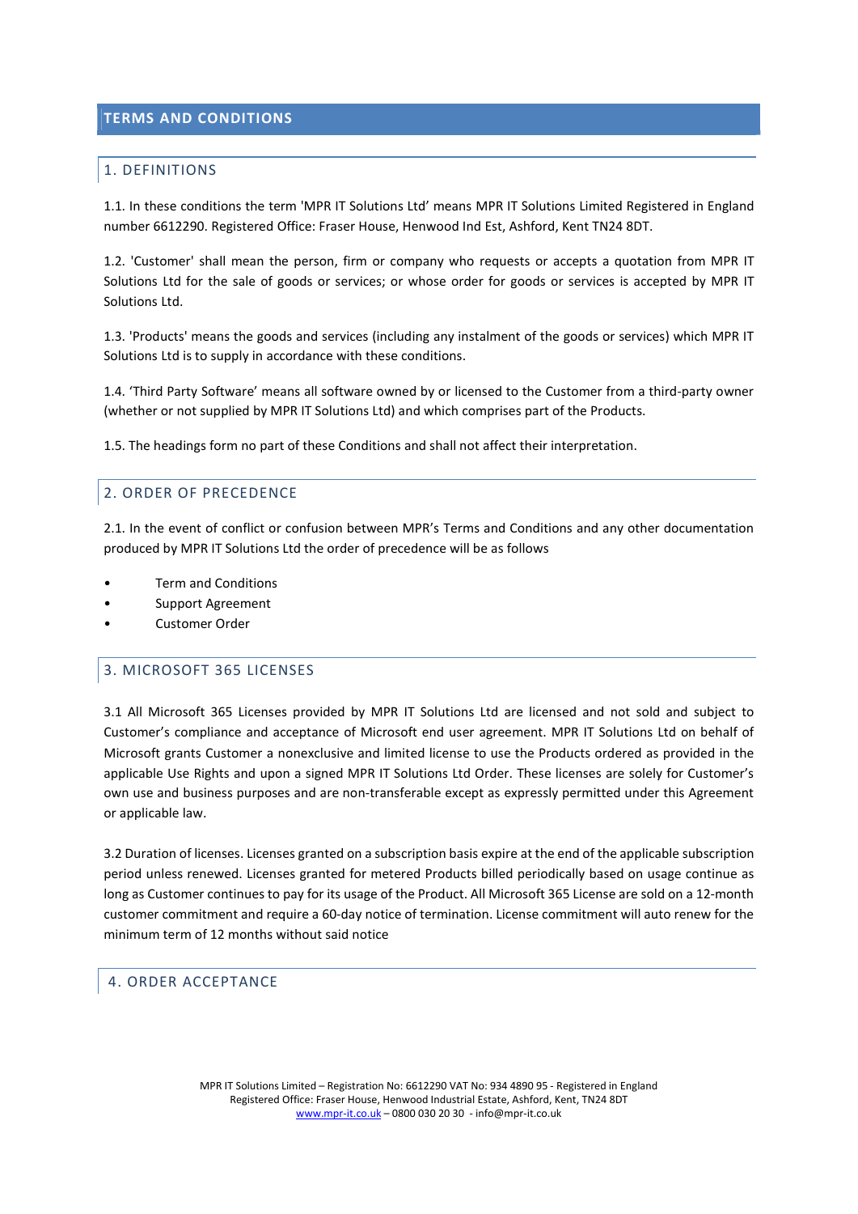# TERMS AND CONDITIONS

## 1. DEFINITIONS

1.1. In these conditions the term 'MPR IT Solutions Ltd' means MPR IT Solutions Limited Registered in England number 6612290. Registered Office: Fraser House, Henwood Ind Est, Ashford, Kent TN24 8DT.

1.2. 'Customer' shall mean the person, firm or company who requests or accepts a quotation from MPR IT Solutions Ltd for the sale of goods or services; or whose order for goods or services is accepted by MPR IT Solutions Ltd.

1.3. 'Products' means the goods and services (including any instalment of the goods or services) which MPR IT Solutions Ltd is to supply in accordance with these conditions.

1.4. 'Third Party Software' means all software owned by or licensed to the Customer from a third-party owner (whether or not supplied by MPR IT Solutions Ltd) and which comprises part of the Products.

1.5. The headings form no part of these Conditions and shall not affect their interpretation.

## 2. ORDER OF PRECEDENCE

2.1. In the event of conflict or confusion between MPR's Terms and Conditions and any other documentation produced by MPR IT Solutions Ltd the order of precedence will be as follows

- Term and Conditions
- Support Agreement
- Customer Order

## 3. MICROSOFT 365 LICENSES

3.1 All Microsoft 365 Licenses provided by MPR IT Solutions Ltd are licensed and not sold and subject to Customer's compliance and acceptance of Microsoft end user agreement. MPR IT Solutions Ltd on behalf of Microsoft grants Customer a nonexclusive and limited license to use the Products ordered as provided in the applicable Use Rights and upon a signed MPR IT Solutions Ltd Order. These licenses are solely for Customer's own use and business purposes and are non-transferable except as expressly permitted under this Agreement or applicable law.

3.2 Duration of licenses. Licenses granted on a subscription basis expire at the end of the applicable subscription period unless renewed. Licenses granted for metered Products billed periodically based on usage continue as long as Customer continues to pay for its usage of the Product. All Microsoft 365 License are sold on a 12-month customer commitment and require a 60-day notice of termination. License commitment will auto renew for the minimum term of 12 months without said notice

## 4. ORDER ACCEPTANCE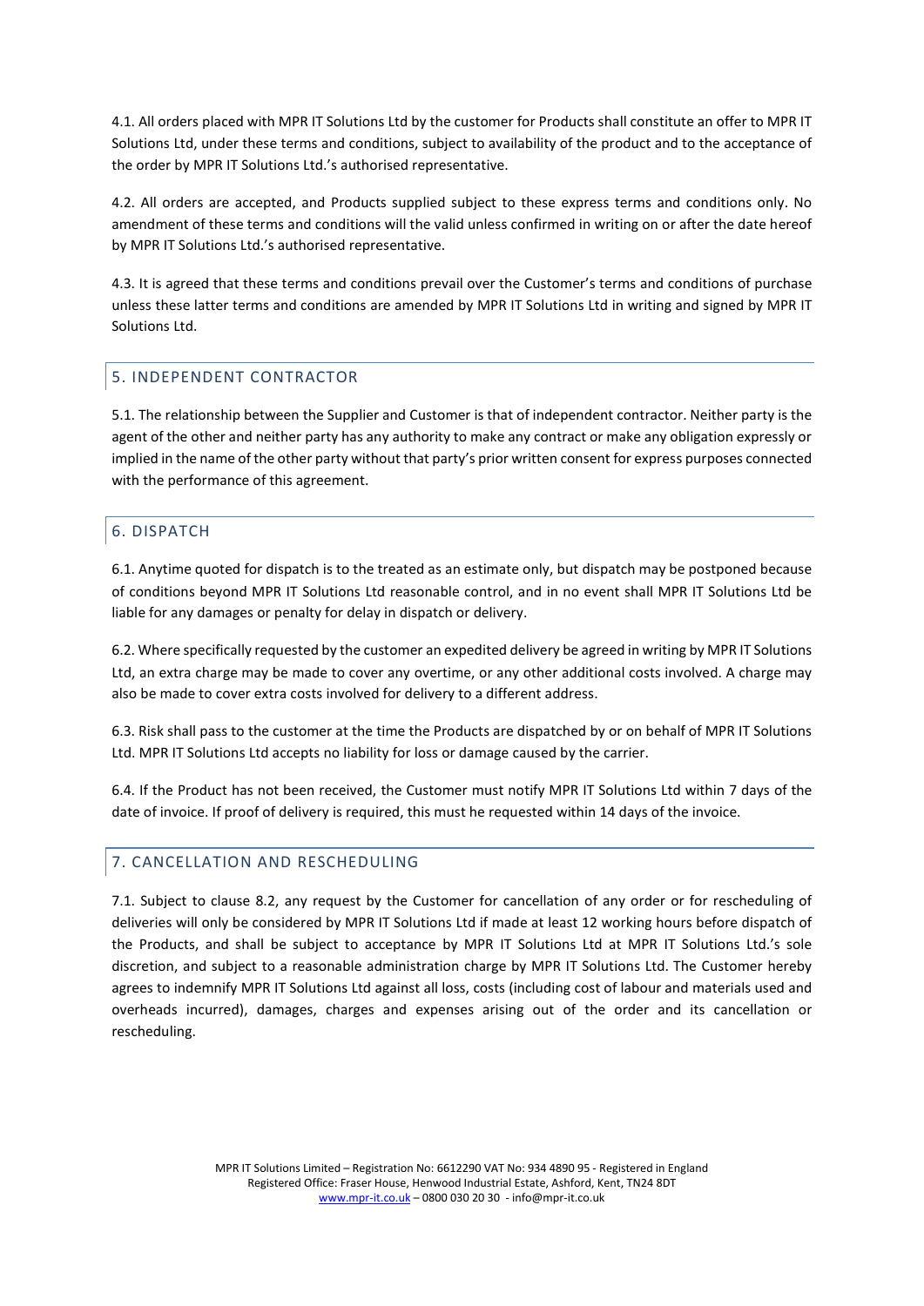4.1. All orders placed with MPR IT Solutions Ltd by the customer for Products shall constitute an offer to MPR IT Solutions Ltd, under these terms and conditions, subject to availability of the product and to the acceptance of the order by MPR IT Solutions Ltd.'s authorised representative.

4.2. All orders are accepted, and Products supplied subject to these express terms and conditions only. No amendment of these terms and conditions will the valid unless confirmed in writing on or after the date hereof by MPR IT Solutions Ltd.'s authorised representative.

4.3. It is agreed that these terms and conditions prevail over the Customer's terms and conditions of purchase unless these latter terms and conditions are amended by MPR IT Solutions Ltd in writing and signed by MPR IT Solutions Ltd.

## 5. INDEPENDENT CONTRACTOR

5.1. The relationship between the Supplier and Customer is that of independent contractor. Neither party is the agent of the other and neither party has any authority to make any contract or make any obligation expressly or implied in the name of the other party without that party's prior written consent for express purposes connected with the performance of this agreement.

## 6. DISPATCH

6.1. Anytime quoted for dispatch is to the treated as an estimate only, but dispatch may be postponed because of conditions beyond MPR IT Solutions Ltd reasonable control, and in no event shall MPR IT Solutions Ltd be liable for any damages or penalty for delay in dispatch or delivery.

6.2. Where specifically requested by the customer an expedited delivery be agreed in writing by MPR IT Solutions Ltd, an extra charge may be made to cover any overtime, or any other additional costs involved. A charge may also be made to cover extra costs involved for delivery to a different address.

6.3. Risk shall pass to the customer at the time the Products are dispatched by or on behalf of MPR IT Solutions Ltd. MPR IT Solutions Ltd accepts no liability for loss or damage caused by the carrier.

6.4. If the Product has not been received, the Customer must notify MPR IT Solutions Ltd within 7 days of the date of invoice. If proof of delivery is required, this must he requested within 14 days of the invoice.

## 7. CANCELLATION AND RESCHEDULING

7.1. Subject to clause 8.2, any request by the Customer for cancellation of any order or for rescheduling of deliveries will only be considered by MPR IT Solutions Ltd if made at least 12 working hours before dispatch of the Products, and shall be subject to acceptance by MPR IT Solutions Ltd at MPR IT Solutions Ltd.'s sole discretion, and subject to a reasonable administration charge by MPR IT Solutions Ltd. The Customer hereby agrees to indemnify MPR IT Solutions Ltd against all loss, costs (including cost of labour and materials used and overheads incurred), damages, charges and expenses arising out of the order and its cancellation or rescheduling.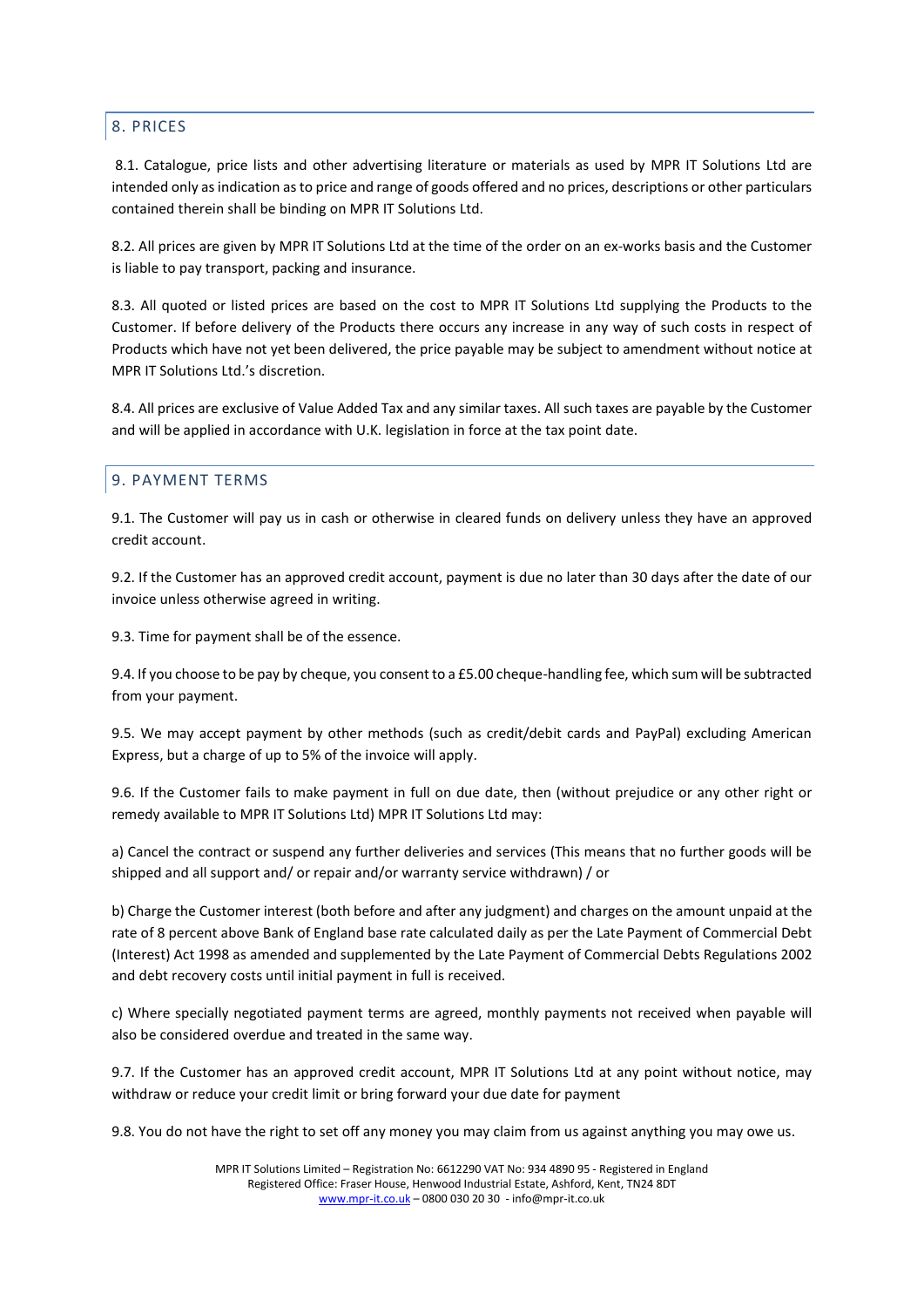## 8. PRICES

8.1. Catalogue, price lists and other advertising literature or materials as used by MPR IT Solutions Ltd are intended only as indication as to price and range of goods offered and no prices, descriptions or other particulars contained therein shall be binding on MPR IT Solutions Ltd.

8.2. All prices are given by MPR IT Solutions Ltd at the time of the order on an ex-works basis and the Customer is liable to pay transport, packing and insurance.

8.3. All quoted or listed prices are based on the cost to MPR IT Solutions Ltd supplying the Products to the Customer. If before delivery of the Products there occurs any increase in any way of such costs in respect of Products which have not yet been delivered, the price payable may be subject to amendment without notice at MPR IT Solutions Ltd.'s discretion.

8.4. All prices are exclusive of Value Added Tax and any similar taxes. All such taxes are payable by the Customer and will be applied in accordance with U.K. legislation in force at the tax point date.

## 9. PAYMENT TERMS

9.1. The Customer will pay us in cash or otherwise in cleared funds on delivery unless they have an approved credit account.

9.2. If the Customer has an approved credit account, payment is due no later than 30 days after the date of our invoice unless otherwise agreed in writing.

9.3. Time for payment shall be of the essence.

9.4. If you choose to be pay by cheque, you consent to a £5.00 cheque-handling fee, which sum will be subtracted from your payment.

9.5. We may accept payment by other methods (such as credit/debit cards and PayPal) excluding American Express, but a charge of up to 5% of the invoice will apply.

9.6. If the Customer fails to make payment in full on due date, then (without prejudice or any other right or remedy available to MPR IT Solutions Ltd) MPR IT Solutions Ltd may:

a) Cancel the contract or suspend any further deliveries and services (This means that no further goods will be shipped and all support and/ or repair and/or warranty service withdrawn) / or

b) Charge the Customer interest (both before and after any judgment) and charges on the amount unpaid at the rate of 8 percent above Bank of England base rate calculated daily as per the Late Payment of Commercial Debt (Interest) Act 1998 as amended and supplemented by the Late Payment of Commercial Debts Regulations 2002 and debt recovery costs until initial payment in full is received.

c) Where specially negotiated payment terms are agreed, monthly payments not received when payable will also be considered overdue and treated in the same way.

9.7. If the Customer has an approved credit account, MPR IT Solutions Ltd at any point without notice, may withdraw or reduce your credit limit or bring forward your due date for payment

9.8. You do not have the right to set off any money you may claim from us against anything you may owe us.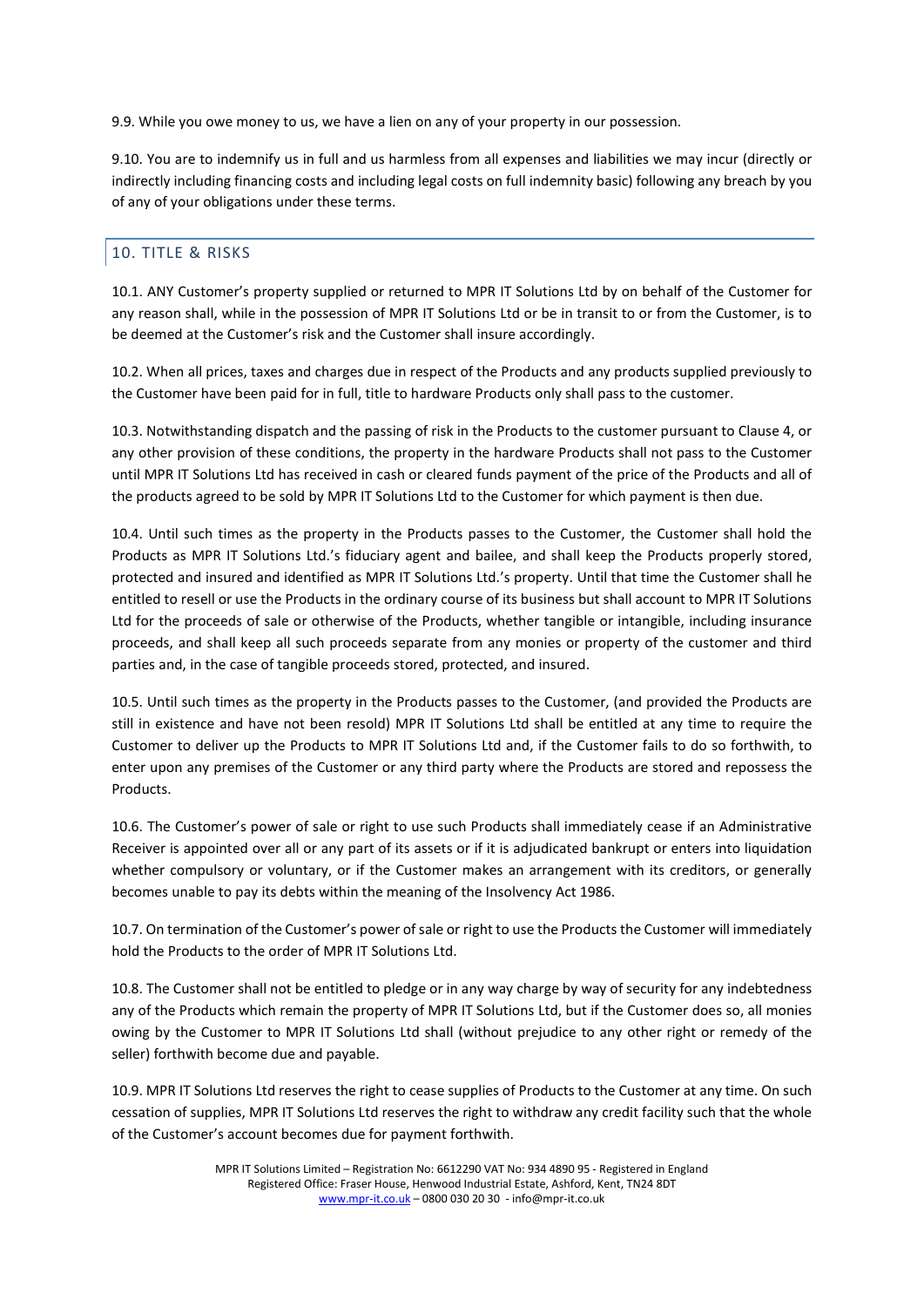9.9. While you owe money to us, we have a lien on any of your property in our possession.

9.10. You are to indemnify us in full and us harmless from all expenses and liabilities we may incur (directly or indirectly including financing costs and including legal costs on full indemnity basic) following any breach by you of any of your obligations under these terms.

## 10. TITLE & RISKS

10.1. ANY Customer's property supplied or returned to MPR IT Solutions Ltd by on behalf of the Customer for any reason shall, while in the possession of MPR IT Solutions Ltd or be in transit to or from the Customer, is to be deemed at the Customer's risk and the Customer shall insure accordingly.

10.2. When all prices, taxes and charges due in respect of the Products and any products supplied previously to the Customer have been paid for in full, title to hardware Products only shall pass to the customer.

10.3. Notwithstanding dispatch and the passing of risk in the Products to the customer pursuant to Clause 4, or any other provision of these conditions, the property in the hardware Products shall not pass to the Customer until MPR IT Solutions Ltd has received in cash or cleared funds payment of the price of the Products and all of the products agreed to be sold by MPR IT Solutions Ltd to the Customer for which payment is then due.

10.4. Until such times as the property in the Products passes to the Customer, the Customer shall hold the Products as MPR IT Solutions Ltd.'s fiduciary agent and bailee, and shall keep the Products properly stored, protected and insured and identified as MPR IT Solutions Ltd.'s property. Until that time the Customer shall he entitled to resell or use the Products in the ordinary course of its business but shall account to MPR IT Solutions Ltd for the proceeds of sale or otherwise of the Products, whether tangible or intangible, including insurance proceeds, and shall keep all such proceeds separate from any monies or property of the customer and third parties and, in the case of tangible proceeds stored, protected, and insured.

10.5. Until such times as the property in the Products passes to the Customer, (and provided the Products are still in existence and have not been resold) MPR IT Solutions Ltd shall be entitled at any time to require the Customer to deliver up the Products to MPR IT Solutions Ltd and, if the Customer fails to do so forthwith, to enter upon any premises of the Customer or any third party where the Products are stored and repossess the Products.

10.6. The Customer's power of sale or right to use such Products shall immediately cease if an Administrative Receiver is appointed over all or any part of its assets or if it is adjudicated bankrupt or enters into liquidation whether compulsory or voluntary, or if the Customer makes an arrangement with its creditors, or generally becomes unable to pay its debts within the meaning of the Insolvency Act 1986.

10.7. On termination of the Customer's power of sale or right to use the Products the Customer will immediately hold the Products to the order of MPR IT Solutions Ltd.

10.8. The Customer shall not be entitled to pledge or in any way charge by way of security for any indebtedness any of the Products which remain the property of MPR IT Solutions Ltd, but if the Customer does so, all monies owing by the Customer to MPR IT Solutions Ltd shall (without prejudice to any other right or remedy of the seller) forthwith become due and payable.

10.9. MPR IT Solutions Ltd reserves the right to cease supplies of Products to the Customer at any time. On such cessation of supplies, MPR IT Solutions Ltd reserves the right to withdraw any credit facility such that the whole of the Customer's account becomes due for payment forthwith.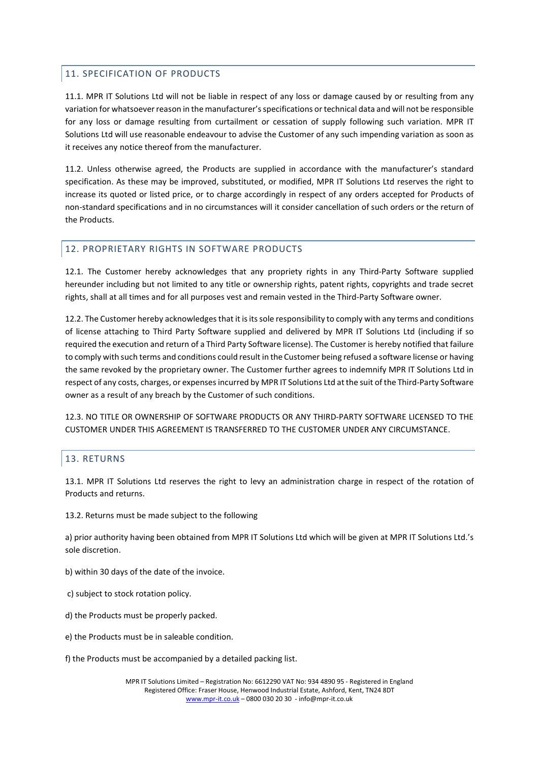## 11. SPECIFICATION OF PRODUCTS

11.1. MPR IT Solutions Ltd will not be liable in respect of any loss or damage caused by or resulting from any variation for whatsoever reason in the manufacturer's specifications or technical data and will not be responsible for any loss or damage resulting from curtailment or cessation of supply following such variation. MPR IT Solutions Ltd will use reasonable endeavour to advise the Customer of any such impending variation as soon as it receives any notice thereof from the manufacturer.

11.2. Unless otherwise agreed, the Products are supplied in accordance with the manufacturer's standard specification. As these may be improved, substituted, or modified, MPR IT Solutions Ltd reserves the right to increase its quoted or listed price, or to charge accordingly in respect of any orders accepted for Products of non-standard specifications and in no circumstances will it consider cancellation of such orders or the return of the Products.

## 12. PROPRIETARY RIGHTS IN SOFTWARE PRODUCTS

12.1. The Customer hereby acknowledges that any propriety rights in any Third-Party Software supplied hereunder including but not limited to any title or ownership rights, patent rights, copyrights and trade secret rights, shall at all times and for all purposes vest and remain vested in the Third-Party Software owner.

12.2. The Customer hereby acknowledges that it is its sole responsibility to comply with any terms and conditions of license attaching to Third Party Software supplied and delivered by MPR IT Solutions Ltd (including if so required the execution and return of a Third Party Software license). The Customer is hereby notified that failure to comply with such terms and conditions could result in the Customer being refused a software license or having the same revoked by the proprietary owner. The Customer further agrees to indemnify MPR IT Solutions Ltd in respect of any costs, charges, or expenses incurred by MPR IT Solutions Ltd at the suit of the Third-Party Software owner as a result of any breach by the Customer of such conditions.

12.3. NO TITLE OR OWNERSHIP OF SOFTWARE PRODUCTS OR ANY THIRD-PARTY SOFTWARE LICENSED TO THE CUSTOMER UNDER THIS AGREEMENT IS TRANSFERRED TO THE CUSTOMER UNDER ANY CIRCUMSTANCE.

## 13. RETURNS

13.1. MPR IT Solutions Ltd reserves the right to levy an administration charge in respect of the rotation of Products and returns.

13.2. Returns must be made subject to the following

a) prior authority having been obtained from MPR IT Solutions Ltd which will be given at MPR IT Solutions Ltd.'s sole discretion.

b) within 30 days of the date of the invoice.

c) subject to stock rotation policy.

d) the Products must be properly packed.

e) the Products must be in saleable condition.

f) the Products must be accompanied by a detailed packing list.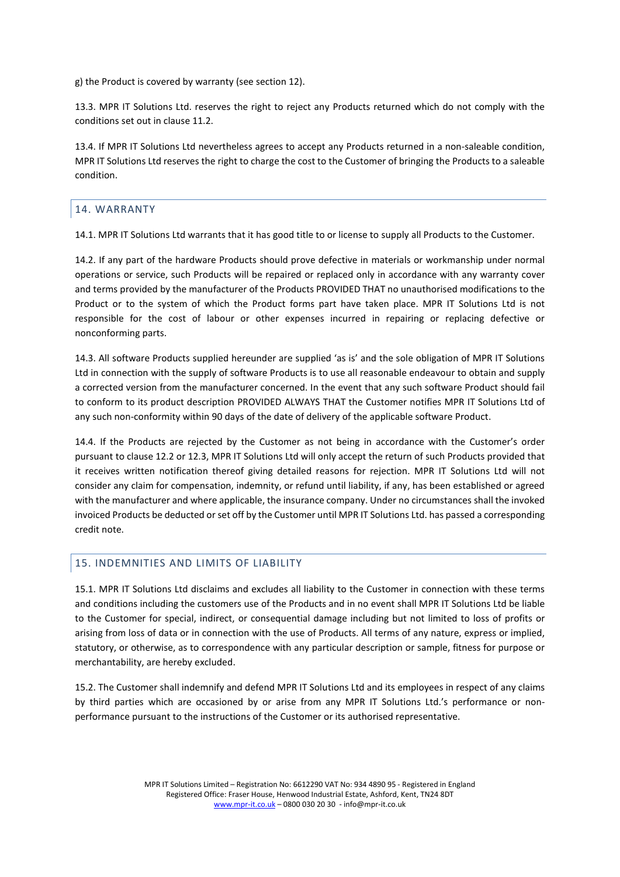g) the Product is covered by warranty (see section 12).

13.3. MPR IT Solutions Ltd. reserves the right to reject any Products returned which do not comply with the conditions set out in clause 11.2.

13.4. If MPR IT Solutions Ltd nevertheless agrees to accept any Products returned in a non-saleable condition, MPR IT Solutions Ltd reserves the right to charge the cost to the Customer of bringing the Products to a saleable condition.

## 14. WARRANTY

14.1. MPR IT Solutions Ltd warrants that it has good title to or license to supply all Products to the Customer.

14.2. If any part of the hardware Products should prove defective in materials or workmanship under normal operations or service, such Products will be repaired or replaced only in accordance with any warranty cover and terms provided by the manufacturer of the Products PROVIDED THAT no unauthorised modifications to the Product or to the system of which the Product forms part have taken place. MPR IT Solutions Ltd is not responsible for the cost of labour or other expenses incurred in repairing or replacing defective or nonconforming parts.

14.3. All software Products supplied hereunder are supplied 'as is' and the sole obligation of MPR IT Solutions Ltd in connection with the supply of software Products is to use all reasonable endeavour to obtain and supply a corrected version from the manufacturer concerned. In the event that any such software Product should fail to conform to its product description PROVIDED ALWAYS THAT the Customer notifies MPR IT Solutions Ltd of any such non-conformity within 90 days of the date of delivery of the applicable software Product.

14.4. If the Products are rejected by the Customer as not being in accordance with the Customer's order pursuant to clause 12.2 or 12.3, MPR IT Solutions Ltd will only accept the return of such Products provided that it receives written notification thereof giving detailed reasons for rejection. MPR IT Solutions Ltd will not consider any claim for compensation, indemnity, or refund until liability, if any, has been established or agreed with the manufacturer and where applicable, the insurance company. Under no circumstances shall the invoked invoiced Products be deducted or set off by the Customer until MPR IT Solutions Ltd. has passed a corresponding credit note.

## 15. INDEMNITIES AND LIMITS OF LIABILITY

15.1. MPR IT Solutions Ltd disclaims and excludes all liability to the Customer in connection with these terms and conditions including the customers use of the Products and in no event shall MPR IT Solutions Ltd be liable to the Customer for special, indirect, or consequential damage including but not limited to loss of profits or arising from loss of data or in connection with the use of Products. All terms of any nature, express or implied, statutory, or otherwise, as to correspondence with any particular description or sample, fitness for purpose or merchantability, are hereby excluded.

15.2. The Customer shall indemnify and defend MPR IT Solutions Ltd and its employees in respect of any claims by third parties which are occasioned by or arise from any MPR IT Solutions Ltd.'s performance or non-performance pursuant to the instructions of the Customer or its authorised representative.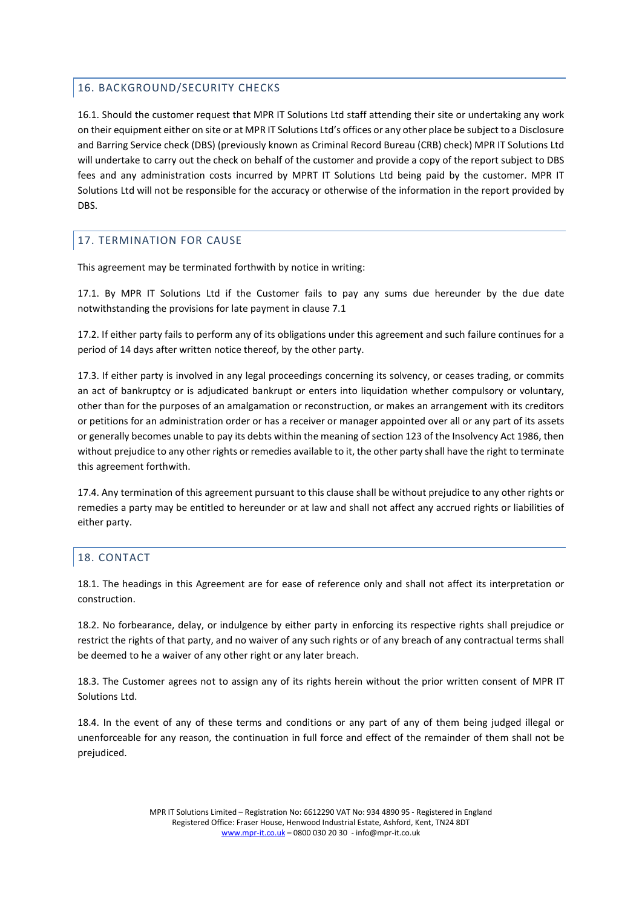## 16. BACKGROUND/SECURITY CHECKS

16.1. Should the customer request that MPR IT Solutions Ltd staff attending their site or undertaking any work on their equipment either on site or at MPR IT Solutions Ltd's offices or any other place be subject to a Disclosure and Barring Service check (DBS) (previously known as Criminal Record Bureau (CRB) check) MPR IT Solutions Ltd will undertake to carry out the check on behalf of the customer and provide a copy of the report subject to DBS fees and any administration costs incurred by MPRT IT Solutions Ltd being paid by the customer. MPR IT Solutions Ltd will not be responsible for the accuracy or otherwise of the information in the report provided by DBS.

## 17. TERMINATION FOR CAUSE

This agreement may be terminated forthwith by notice in writing:

17.1. By MPR IT Solutions Ltd if the Customer fails to pay any sums due hereunder by the due date notwithstanding the provisions for late payment in clause 7.1

17.2. If either party fails to perform any of its obligations under this agreement and such failure continues for a period of 14 days after written notice thereof, by the other party.

17.3. If either party is involved in any legal proceedings concerning its solvency, or ceases trading, or commits an act of bankruptcy or is adjudicated bankrupt or enters into liquidation whether compulsory or voluntary, other than for the purposes of an amalgamation or reconstruction, or makes an arrangement with its creditors or petitions for an administration order or has a receiver or manager appointed over all or any part of its assets or generally becomes unable to pay its debts within the meaning of section 123 of the Insolvency Act 1986, then without prejudice to any other rights or remedies available to it, the other party shall have the right to terminate this agreement forthwith.

17.4. Any termination of this agreement pursuant to this clause shall be without prejudice to any other rights or remedies a party may be entitled to hereunder or at law and shall not affect any accrued rights or liabilities of either party.

## 18. CONTACT

18.1. The headings in this Agreement are for ease of reference only and shall not affect its interpretation or construction.

18.2. No forbearance, delay, or indulgence by either party in enforcing its respective rights shall prejudice or restrict the rights of that party, and no waiver of any such rights or of any breach of any contractual terms shall be deemed to he a waiver of any other right or any later breach.

18.3. The Customer agrees not to assign any of its rights herein without the prior written consent of MPR IT Solutions Ltd.

18.4. In the event of any of these terms and conditions or any part of any of them being judged illegal or unenforceable for any reason, the continuation in full force and effect of the remainder of them shall not be prejudiced.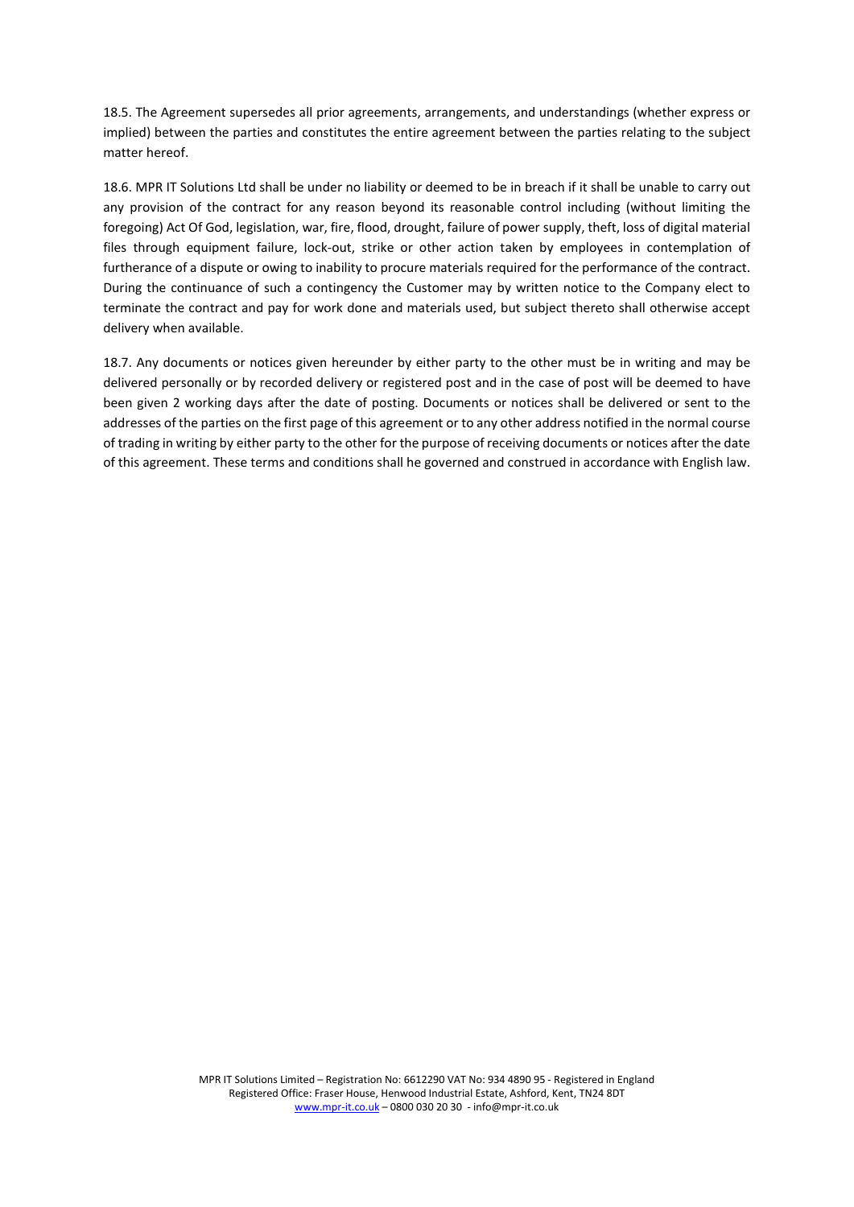18.5. The Agreement supersedes all prior agreements, arrangements, and understandings (whether express or implied) between the parties and constitutes the entire agreement between the parties relating to the subject matter hereof.

18.6. MPR IT Solutions Ltd shall be under no liability or deemed to be in breach if it shall be unable to carry out any provision of the contract for any reason beyond its reasonable control including (without limiting the foregoing) Act Of God, legislation, war, fire, flood, drought, failure of power supply, theft, loss of digital material files through equipment failure, lock-out, strike or other action taken by employees in contemplation of furtherance of a dispute or owing to inability to procure materials required for the performance of the contract. During the continuance of such a contingency the Customer may by written notice to the Company elect to terminate the contract and pay for work done and materials used, but subject thereto shall otherwise accept delivery when available.

18.7. Any documents or notices given hereunder by either party to the other must be in writing and may be delivered personally or by recorded delivery or registered post and in the case of post will be deemed to have been given 2 working days after the date of posting. Documents or notices shall be delivered or sent to the addresses of the parties on the first page of this agreement or to any other address notified in the normal course of trading in writing by either party to the other for the purpose of receiving documents or notices after the date of this agreement. These terms and conditions shall he governed and construed in accordance with English law.